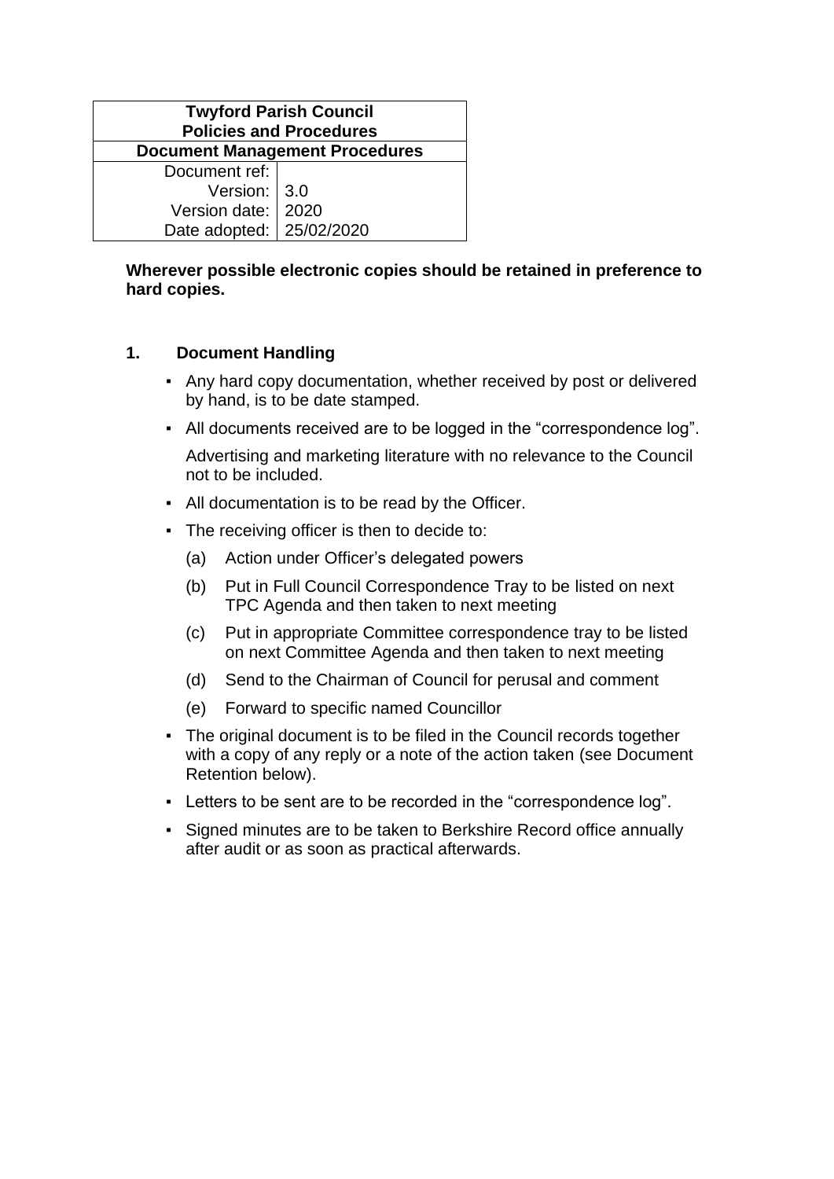| Twyford Parish Council<br>Policies and Procedures | |
|---|---|
| **Document Management Procedures** | |
| Document ref: | |
| Version: | 3.0 |
| Version date: | 2020 |
| Date adopted: | 25/02/2020 |

**Wherever possible electronic copies should be retained in preference to hard copies.**

## 1. Document Handling

- Any hard copy documentation, whether received by post or delivered by hand, is to be date stamped.
- All documents received are to be logged in the "correspondence log".

  Advertising and marketing literature with no relevance to the Council not to be included.
- All documentation is to be read by the Officer.
- The receiving officer is then to decide to:
  - (a) Action under Officer's delegated powers
  - (b) Put in Full Council Correspondence Tray to be listed on next TPC Agenda and then taken to next meeting
  - (c) Put in appropriate Committee correspondence tray to be listed on next Committee Agenda and then taken to next meeting
  - (d) Send to the Chairman of Council for perusal and comment
  - (e) Forward to specific named Councillor
- The original document is to be filed in the Council records together with a copy of any reply or a note of the action taken (see Document Retention below).
- Letters to be sent are to be recorded in the "correspondence log".
- Signed minutes are to be taken to Berkshire Record office annually after audit or as soon as practical afterwards.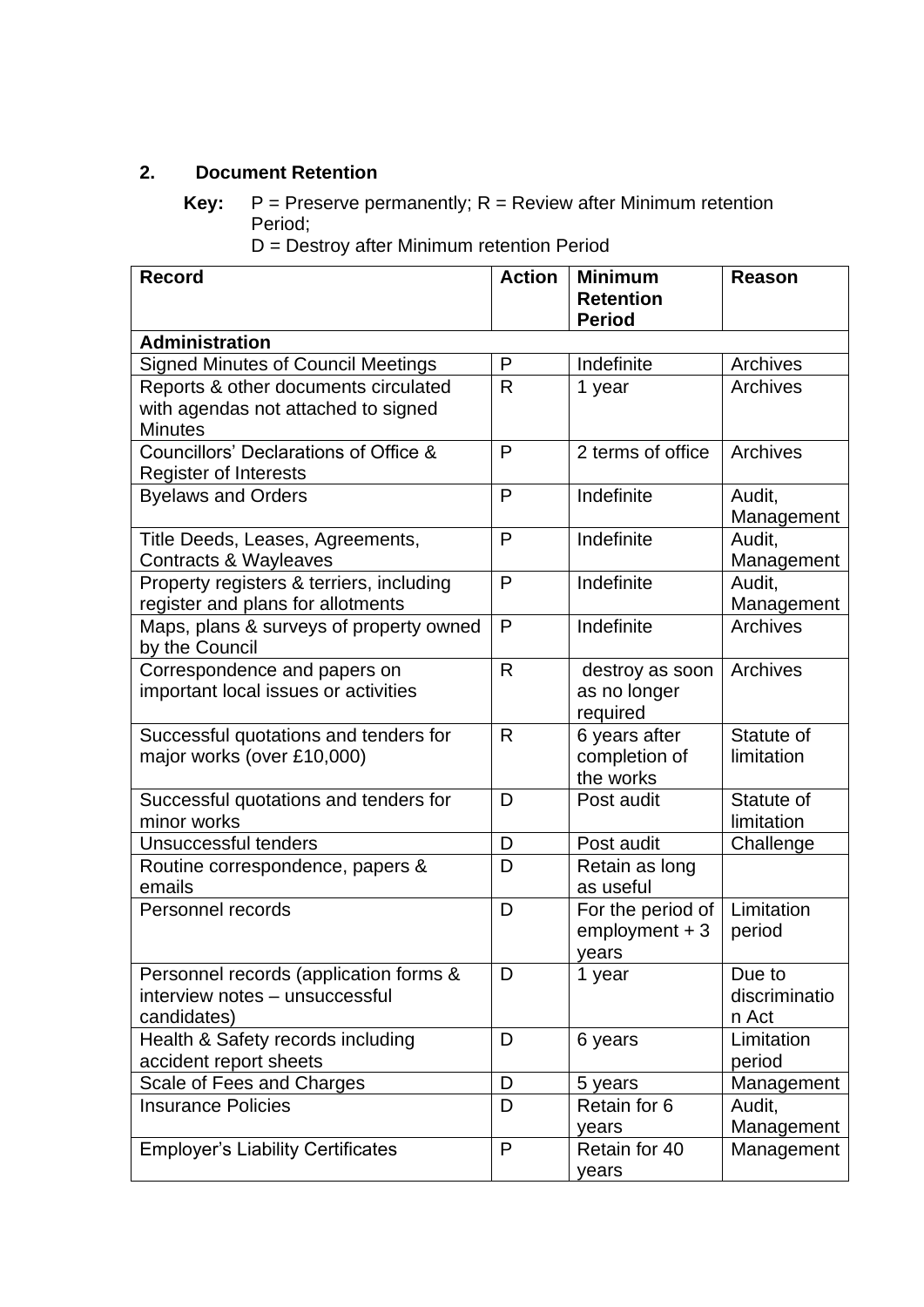## 2. Document Retention

**Key:** P = Preserve permanently; R = Review after Minimum retention Period;
D = Destroy after Minimum retention Period

| Record | Action | Minimum Retention Period | Reason |
|---|---|---|---|
| **Administration** | | | |
| Signed Minutes of Council Meetings | P | Indefinite | Archives |
| Reports & other documents circulated with agendas not attached to signed Minutes | R | 1 year | Archives |
| Councillors' Declarations of Office & Register of Interests | P | 2 terms of office | Archives |
| Byelaws and Orders | P | Indefinite | Audit, Management |
| Title Deeds, Leases, Agreements, Contracts & Wayleaves | P | Indefinite | Audit, Management |
| Property registers & terriers, including register and plans for allotments | P | Indefinite | Audit, Management |
| Maps, plans & surveys of property owned by the Council | P | Indefinite | Archives |
| Correspondence and papers on important local issues or activities | R | destroy as soon as no longer required | Archives |
| Successful quotations and tenders for major works (over £10,000) | R | 6 years after completion of the works | Statute of limitation |
| Successful quotations and tenders for minor works | D | Post audit | Statute of limitation |
| Unsuccessful tenders | D | Post audit | Challenge |
| Routine correspondence, papers & emails | D | Retain as long as useful | |
| Personnel records | D | For the period of employment + 3 years | Limitation period |
| Personnel records (application forms & interview notes – unsuccessful candidates) | D | 1 year | Due to discrimination Act |
| Health & Safety records including accident report sheets | D | 6 years | Limitation period |
| Scale of Fees and Charges | D | 5 years | Management |
| Insurance Policies | D | Retain for 6 years | Audit, Management |
| Employer's Liability Certificates | P | Retain for 40 years | Management |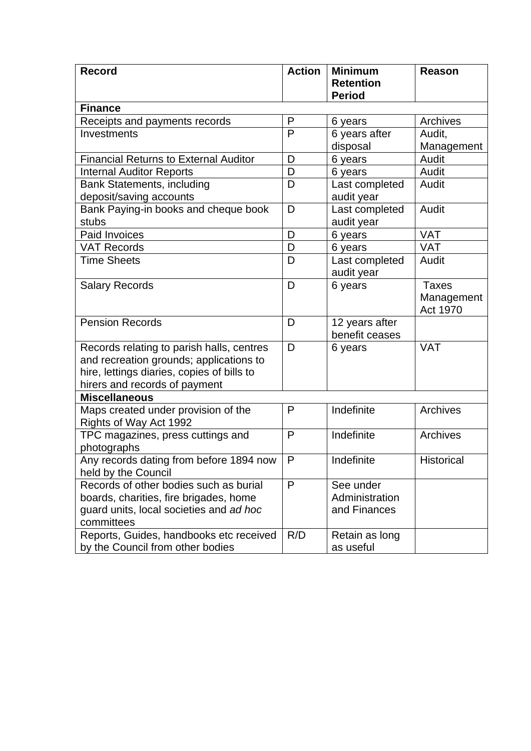| **Record** | **Action** | **Minimum Retention Period** | **Reason** |
|---|---|---|---|
| **Finance** | | | |
| Receipts and payments records | P | 6 years | Archives |
| Investments | P | 6 years after disposal | Audit, Management |
| Financial Returns to External Auditor | D | 6 years | Audit |
| Internal Auditor Reports | D | 6 years | Audit |
| Bank Statements, including deposit/saving accounts | D | Last completed audit year | Audit |
| Bank Paying-in books and cheque book stubs | D | Last completed audit year | Audit |
| Paid Invoices | D | 6 years | VAT |
| VAT Records | D | 6 years | VAT |
| Time Sheets | D | Last completed audit year | Audit |
| Salary Records | D | 6 years | Taxes Management Act 1970 |
| Pension Records | D | 12 years after benefit ceases | |
| Records relating to parish halls, centres and recreation grounds; applications to hire, lettings diaries, copies of bills to hirers and records of payment | D | 6 years | VAT |
| **Miscellaneous** | | | |
| Maps created under provision of the Rights of Way Act 1992 | P | Indefinite | Archives |
| TPC magazines, press cuttings and photographs | P | Indefinite | Archives |
| Any records dating from before 1894 now held by the Council | P | Indefinite | Historical |
| Records of other bodies such as burial boards, charities, fire brigades, home guard units, local societies and *ad hoc* committees | P | See under Administration and Finances | |
| Reports, Guides, handbooks etc received by the Council from other bodies | R/D | Retain as long as useful | |